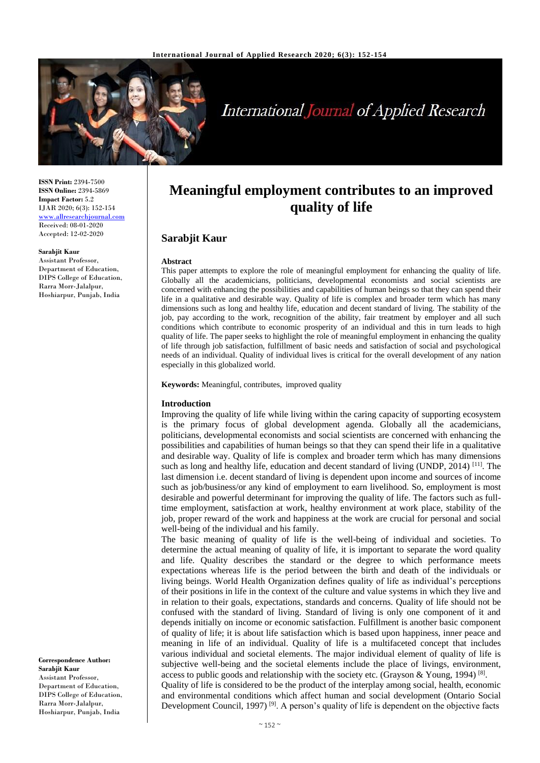# Meaningful employment contributes to an improved quality of life

**Sarabjit Kaur**

ISSN Print: 2394-7500
ISSN Online: 2394-5869
Impact Factor: 5.2
IJAR 2020; 6(3): 152-154
www.allresearchjournal.com
Received: 08-01-2020
Accepted: 12-02-2020

**Sarabjit Kaur**
Assistant Professor, Department of Education, DIPS College of Education, Rarra Morr-Jalalpur, Hoshiarpur, Punjab, India

**Correspondence Author:**
**Sarabjit Kaur**
Assistant Professor, Department of Education, DIPS College of Education, Rarra Morr-Jalalpur, Hoshiarpur, Punjab, India

### Abstract

This paper attempts to explore the role of meaningful employment for enhancing the quality of life. Globally all the academicians, politicians, developmental economists and social scientists are concerned with enhancing the possibilities and capabilities of human beings so that they can spend their life in a qualitative and desirable way. Quality of life is complex and broader term which has many dimensions such as long and healthy life, education and decent standard of living. The stability of the job, pay according to the work, recognition of the ability, fair treatment by employer and all such conditions which contribute to economic prosperity of an individual and this in turn leads to high quality of life. The paper seeks to highlight the role of meaningful employment in enhancing the quality of life through job satisfaction, fulfillment of basic needs and satisfaction of social and psychological needs of an individual. Quality of individual lives is critical for the overall development of any nation especially in this globalized world.

**Keywords:** Meaningful, contributes, improved quality

### Introduction

Improving the quality of life while living within the caring capacity of supporting ecosystem is the primary focus of global development agenda. Globally all the academicians, politicians, developmental economists and social scientists are concerned with enhancing the possibilities and capabilities of human beings so that they can spend their life in a qualitative and desirable way. Quality of life is complex and broader term which has many dimensions such as long and healthy life, education and decent standard of living (UNDP, 2014) [11]. The last dimension i.e. decent standard of living is dependent upon income and sources of income such as job/business/or any kind of employment to earn livelihood. So, employment is most desirable and powerful determinant for improving the quality of life. The factors such as full-time employment, satisfaction at work, healthy environment at work place, stability of the job, proper reward of the work and happiness at the work are crucial for personal and social well-being of the individual and his family.

The basic meaning of quality of life is the well-being of individual and societies. To determine the actual meaning of quality of life, it is important to separate the word quality and life. Quality describes the standard or the degree to which performance meets expectations whereas life is the period between the birth and death of the individuals or living beings. World Health Organization defines quality of life as individual's perceptions of their positions in life in the context of the culture and value systems in which they live and in relation to their goals, expectations, standards and concerns. Quality of life should not be confused with the standard of living. Standard of living is only one component of it and depends initially on income or economic satisfaction. Fulfillment is another basic component of quality of life; it is about life satisfaction which is based upon happiness, inner peace and meaning in life of an individual. Quality of life is a multifaceted concept that includes various individual and societal elements. The major individual element of quality of life is subjective well-being and the societal elements include the place of livings, environment, access to public goods and relationship with the society etc. (Grayson & Young, 1994) [8].

Quality of life is considered to be the product of the interplay among social, health, economic and environmental conditions which affect human and social development (Ontario Social Development Council, 1997) [9]. A person's quality of life is dependent on the objective facts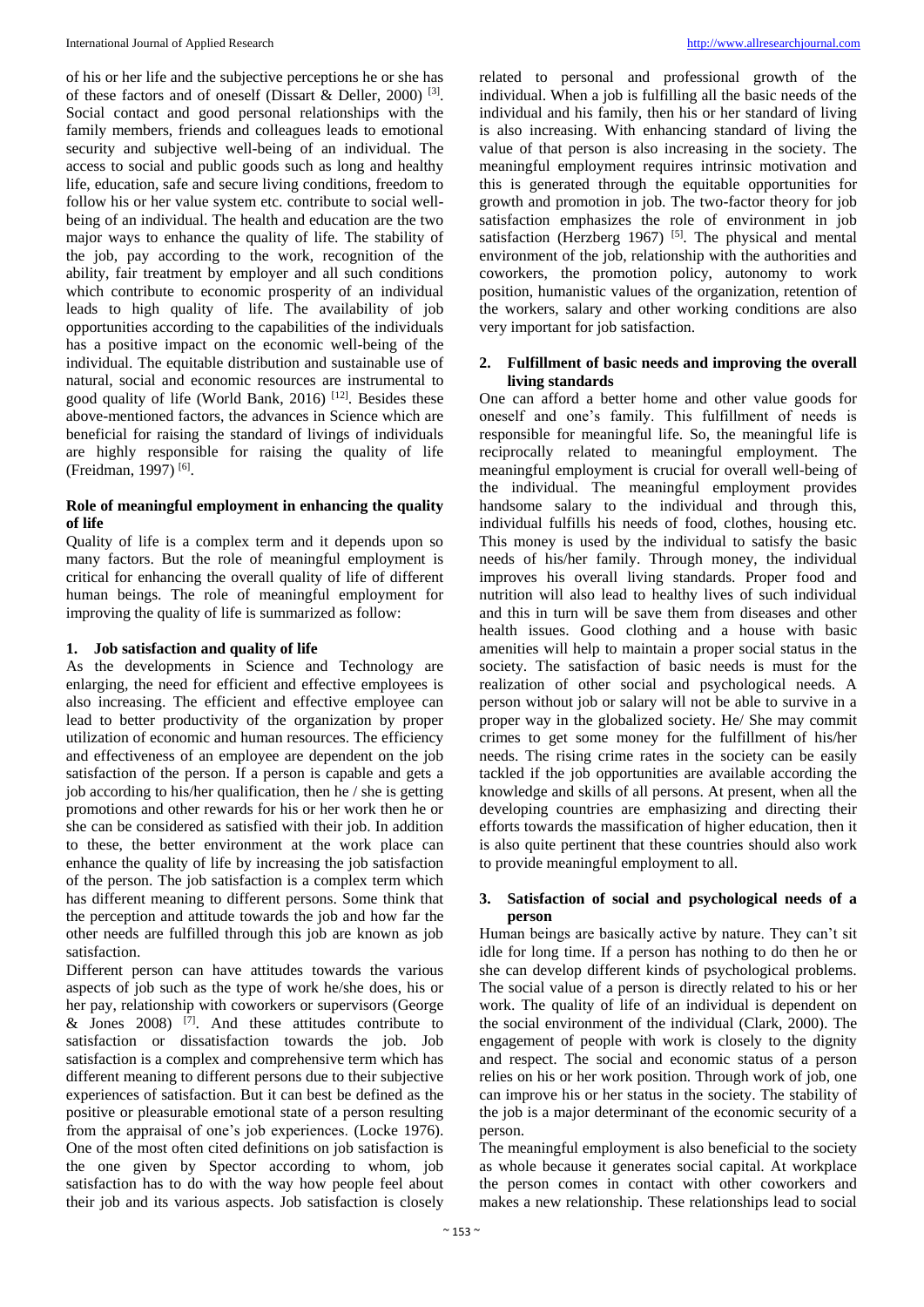of his or her life and the subjective perceptions he or she has of these factors and of oneself (Dissart & Deller, 2000) [3]. Social contact and good personal relationships with the family members, friends and colleagues leads to emotional security and subjective well-being of an individual. The access to social and public goods such as long and healthy life, education, safe and secure living conditions, freedom to follow his or her value system etc. contribute to social well-being of an individual. The health and education are the two major ways to enhance the quality of life. The stability of the job, pay according to the work, recognition of the ability, fair treatment by employer and all such conditions which contribute to economic prosperity of an individual leads to high quality of life. The availability of job opportunities according to the capabilities of the individuals has a positive impact on the economic well-being of the individual. The equitable distribution and sustainable use of natural, social and economic resources are instrumental to good quality of life (World Bank, 2016) [12]. Besides these above-mentioned factors, the advances in Science which are beneficial for raising the standard of livings of individuals are highly responsible for raising the quality of life (Freidman, 1997) [6].

## Role of meaningful employment in enhancing the quality of life

Quality of life is a complex term and it depends upon so many factors. But the role of meaningful employment is critical for enhancing the overall quality of life of different human beings. The role of meaningful employment for improving the quality of life is summarized as follow:

### 1. Job satisfaction and quality of life

As the developments in Science and Technology are enlarging, the need for efficient and effective employees is also increasing. The efficient and effective employee can lead to better productivity of the organization by proper utilization of economic and human resources. The efficiency and effectiveness of an employee are dependent on the job satisfaction of the person. If a person is capable and gets a job according to his/her qualification, then he / she is getting promotions and other rewards for his or her work then he or she can be considered as satisfied with their job. In addition to these, the better environment at the work place can enhance the quality of life by increasing the job satisfaction of the person. The job satisfaction is a complex term which has different meaning to different persons. Some think that the perception and attitude towards the job and how far the other needs are fulfilled through this job are known as job satisfaction.

Different person can have attitudes towards the various aspects of job such as the type of work he/she does, his or her pay, relationship with coworkers or supervisors (George & Jones 2008) [7]. And these attitudes contribute to satisfaction or dissatisfaction towards the job. Job satisfaction is a complex and comprehensive term which has different meaning to different persons due to their subjective experiences of satisfaction. But it can best be defined as the positive or pleasurable emotional state of a person resulting from the appraisal of one's job experiences. (Locke 1976). One of the most often cited definitions on job satisfaction is the one given by Spector according to whom, job satisfaction has to do with the way how people feel about their job and its various aspects. Job satisfaction is closely related to personal and professional growth of the individual. When a job is fulfilling all the basic needs of the individual and his family, then his or her standard of living is also increasing. With enhancing standard of living the value of that person is also increasing in the society. The meaningful employment requires intrinsic motivation and this is generated through the equitable opportunities for growth and promotion in job. The two-factor theory for job satisfaction emphasizes the role of environment in job satisfaction (Herzberg 1967) [5]. The physical and mental environment of the job, relationship with the authorities and coworkers, the promotion policy, autonomy to work position, humanistic values of the organization, retention of the workers, salary and other working conditions are also very important for job satisfaction.

### 2. Fulfillment of basic needs and improving the overall living standards

One can afford a better home and other value goods for oneself and one's family. This fulfillment of needs is responsible for meaningful life. So, the meaningful life is reciprocally related to meaningful employment. The meaningful employment is crucial for overall well-being of the individual. The meaningful employment provides handsome salary to the individual and through this, individual fulfills his needs of food, clothes, housing etc. This money is used by the individual to satisfy the basic needs of his/her family. Through money, the individual improves his overall living standards. Proper food and nutrition will also lead to healthy lives of such individual and this in turn will be save them from diseases and other health issues. Good clothing and a house with basic amenities will help to maintain a proper social status in the society. The satisfaction of basic needs is must for the realization of other social and psychological needs. A person without job or salary will not be able to survive in a proper way in the globalized society. He/ She may commit crimes to get some money for the fulfillment of his/her needs. The rising crime rates in the society can be easily tackled if the job opportunities are available according the knowledge and skills of all persons. At present, when all the developing countries are emphasizing and directing their efforts towards the massification of higher education, then it is also quite pertinent that these countries should also work to provide meaningful employment to all.

### 3. Satisfaction of social and psychological needs of a person

Human beings are basically active by nature. They can't sit idle for long time. If a person has nothing to do then he or she can develop different kinds of psychological problems. The social value of a person is directly related to his or her work. The quality of life of an individual is dependent on the social environment of the individual (Clark, 2000). The engagement of people with work is closely to the dignity and respect. The social and economic status of a person relies on his or her work position. Through work of job, one can improve his or her status in the society. The stability of the job is a major determinant of the economic security of a person.

The meaningful employment is also beneficial to the society as whole because it generates social capital. At workplace the person comes in contact with other coworkers and makes a new relationship. These relationships lead to social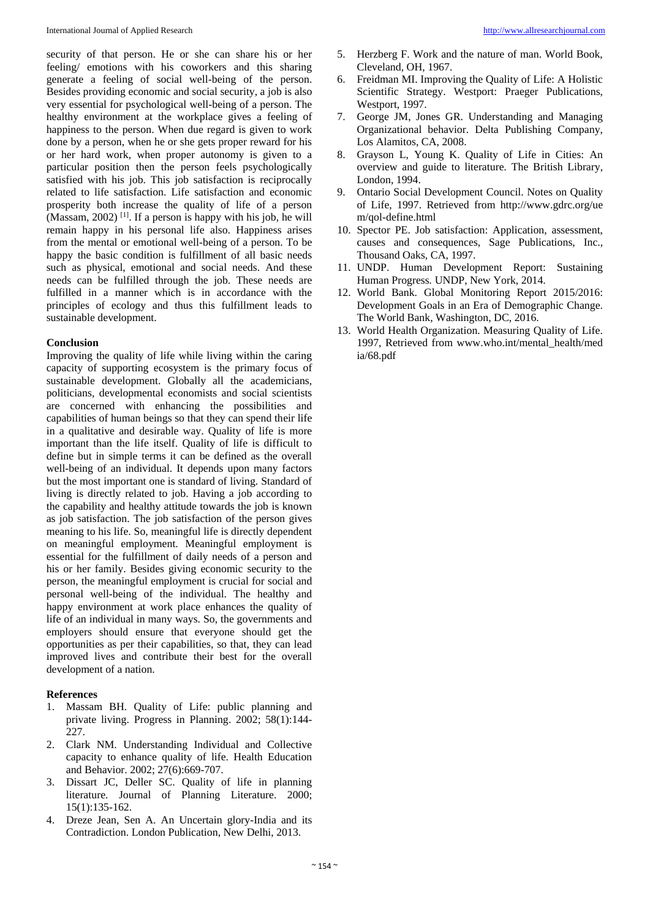security of that person. He or she can share his or her feeling/ emotions with his coworkers and this sharing generate a feeling of social well-being of the person. Besides providing economic and social security, a job is also very essential for psychological well-being of a person. The healthy environment at the workplace gives a feeling of happiness to the person. When due regard is given to work done by a person, when he or she gets proper reward for his or her hard work, when proper autonomy is given to a particular position then the person feels psychologically satisfied with his job. This job satisfaction is reciprocally related to life satisfaction. Life satisfaction and economic prosperity both increase the quality of life of a person (Massam, 2002) [1]. If a person is happy with his job, he will remain happy in his personal life also. Happiness arises from the mental or emotional well-being of a person. To be happy the basic condition is fulfillment of all basic needs such as physical, emotional and social needs. And these needs can be fulfilled through the job. These needs are fulfilled in a manner which is in accordance with the principles of ecology and thus this fulfillment leads to sustainable development.

## Conclusion

Improving the quality of life while living within the caring capacity of supporting ecosystem is the primary focus of sustainable development. Globally all the academicians, politicians, developmental economists and social scientists are concerned with enhancing the possibilities and capabilities of human beings so that they can spend their life in a qualitative and desirable way. Quality of life is more important than the life itself. Quality of life is difficult to define but in simple terms it can be defined as the overall well-being of an individual. It depends upon many factors but the most important one is standard of living. Standard of living is directly related to job. Having a job according to the capability and healthy attitude towards the job is known as job satisfaction. The job satisfaction of the person gives meaning to his life. So, meaningful life is directly dependent on meaningful employment. Meaningful employment is essential for the fulfillment of daily needs of a person and his or her family. Besides giving economic security to the person, the meaningful employment is crucial for social and personal well-being of the individual. The healthy and happy environment at work place enhances the quality of life of an individual in many ways. So, the governments and employers should ensure that everyone should get the opportunities as per their capabilities, so that, they can lead improved lives and contribute their best for the overall development of a nation.

## References

1. Massam BH. Quality of Life: public planning and private living. Progress in Planning. 2002; 58(1):144-227.
2. Clark NM. Understanding Individual and Collective capacity to enhance quality of life. Health Education and Behavior. 2002; 27(6):669-707.
3. Dissart JC, Deller SC. Quality of life in planning literature. Journal of Planning Literature. 2000; 15(1):135-162.
4. Dreze Jean, Sen A. An Uncertain glory-India and its Contradiction. London Publication, New Delhi, 2013.
5. Herzberg F. Work and the nature of man. World Book, Cleveland, OH, 1967.
6. Freidman MI. Improving the Quality of Life: A Holistic Scientific Strategy. Westport: Praeger Publications, Westport, 1997.
7. George JM, Jones GR. Understanding and Managing Organizational behavior. Delta Publishing Company, Los Alamitos, CA, 2008.
8. Grayson L, Young K. Quality of Life in Cities: An overview and guide to literature. The British Library, London, 1994.
9. Ontario Social Development Council. Notes on Quality of Life, 1997. Retrieved from http://www.gdrc.org/uem/qol-define.html
10. Spector PE. Job satisfaction: Application, assessment, causes and consequences, Sage Publications, Inc., Thousand Oaks, CA, 1997.
11. UNDP. Human Development Report: Sustaining Human Progress. UNDP, New York, 2014.
12. World Bank. Global Monitoring Report 2015/2016: Development Goals in an Era of Demographic Change. The World Bank, Washington, DC, 2016.
13. World Health Organization. Measuring Quality of Life. 1997, Retrieved from www.who.int/mental_health/media/68.pdf